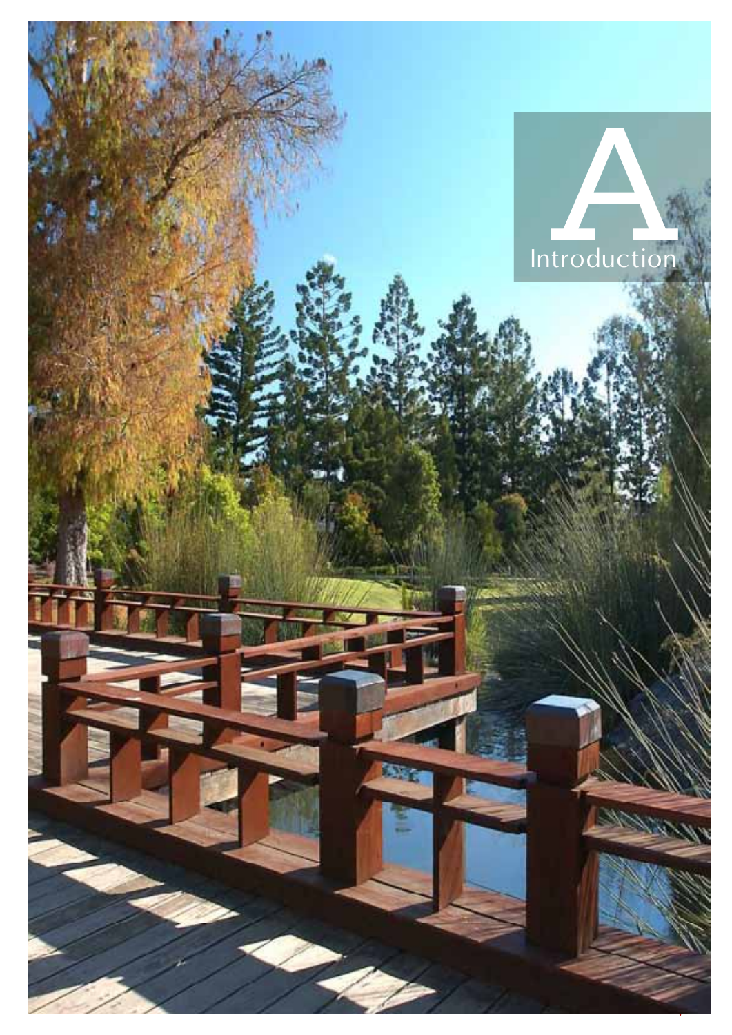# A
## Introduction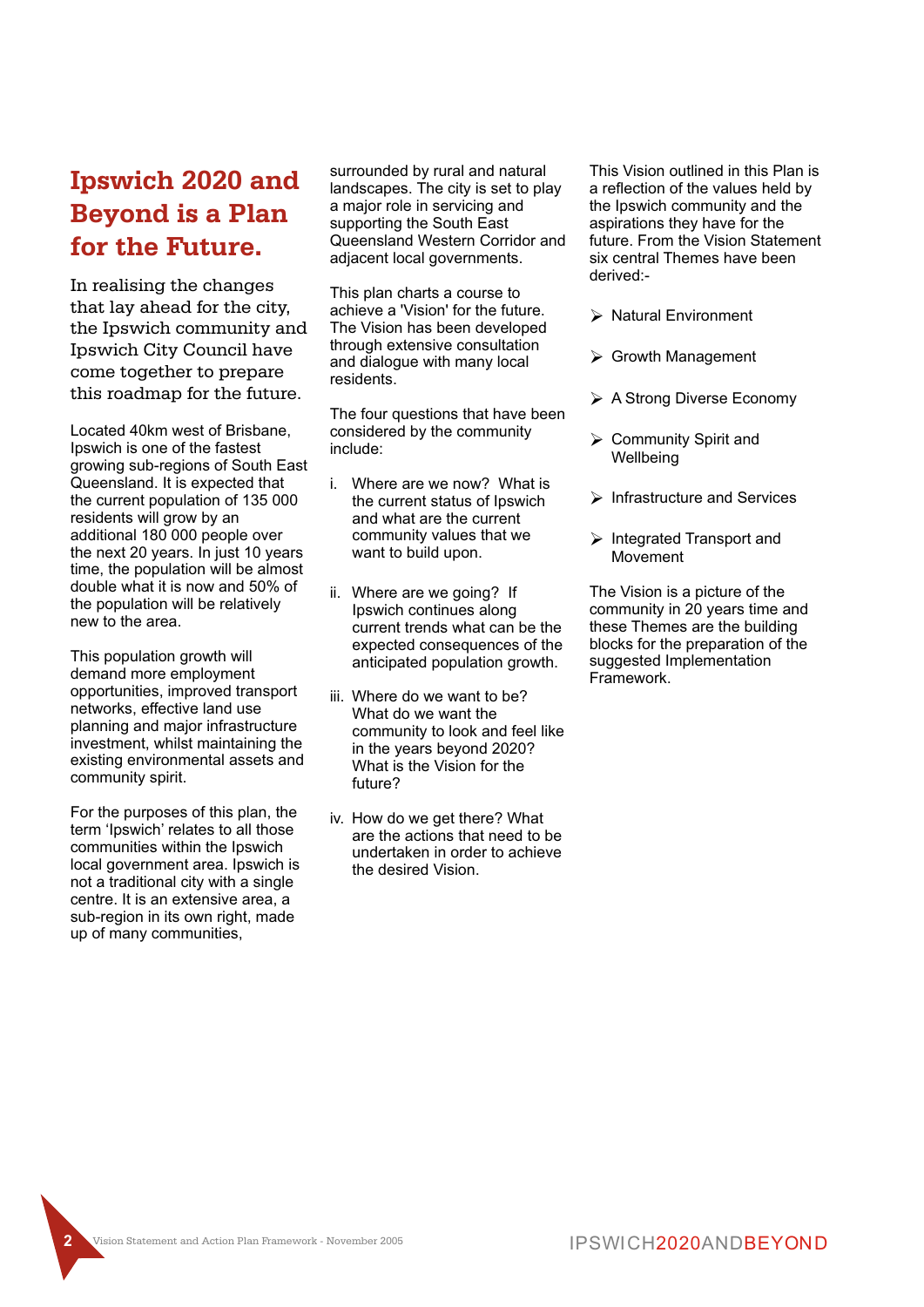# Ipswich 2020 and Beyond is a Plan for the Future.

In realising the changes that lay ahead for the city, the Ipswich community and Ipswich City Council have come together to prepare this roadmap for the future.

Located 40km west of Brisbane, Ipswich is one of the fastest growing sub-regions of South East Queensland. It is expected that the current population of 135 000 residents will grow by an additional 180 000 people over the next 20 years. In just 10 years time, the population will be almost double what it is now and 50% of the population will be relatively new to the area.

This population growth will demand more employment opportunities, improved transport networks, effective land use planning and major infrastructure investment, whilst maintaining the existing environmental assets and community spirit.

For the purposes of this plan, the term 'Ipswich' relates to all those communities within the Ipswich local government area. Ipswich is not a traditional city with a single centre. It is an extensive area, a sub-region in its own right, made up of many communities, surrounded by rural and natural landscapes. The city is set to play a major role in servicing and supporting the South East Queensland Western Corridor and adjacent local governments.

This plan charts a course to achieve a 'Vision' for the future. The Vision has been developed through extensive consultation and dialogue with many local residents.

The four questions that have been considered by the community include:

i. Where are we now? What is the current status of Ipswich and what are the current community values that we want to build upon.

ii. Where are we going? If Ipswich continues along current trends what can be the expected consequences of the anticipated population growth.

iii. Where do we want to be? What do we want the community to look and feel like in the years beyond 2020? What is the Vision for the future?

iv. How do we get there? What are the actions that need to be undertaken in order to achieve the desired Vision.

This Vision outlined in this Plan is a reflection of the values held by the Ipswich community and the aspirations they have for the future. From the Vision Statement six central Themes have been derived:-

- Natural Environment
- Growth Management
- A Strong Diverse Economy
- Community Spirit and Wellbeing
- Infrastructure and Services
- Integrated Transport and Movement

The Vision is a picture of the community in 20 years time and these Themes are the building blocks for the preparation of the suggested Implementation Framework.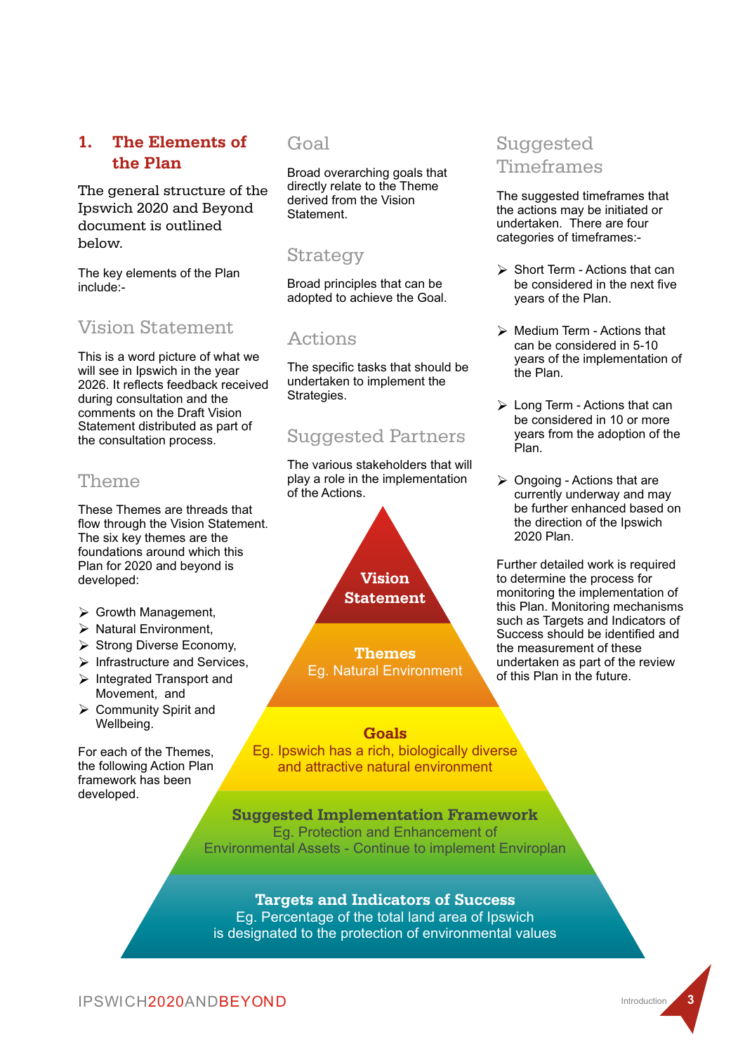## 1. The Elements of the Plan

The general structure of the Ipswich 2020 and Beyond document is outlined below.

The key elements of the Plan include:-

### Vision Statement

This is a word picture of what we will see in Ipswich in the year 2026. It reflects feedback received during consultation and the comments on the Draft Vision Statement distributed as part of the consultation process.

### Theme

These Themes are threads that flow through the Vision Statement. The six key themes are the foundations around which this Plan for 2020 and beyond is developed:

- Growth Management,
- Natural Environment,
- Strong Diverse Economy,
- Infrastructure and Services,
- Integrated Transport and Movement, and
- Community Spirit and Wellbeing.

For each of the Themes, the following Action Plan framework has been developed.

### Goal

Broad overarching goals that directly relate to the Theme derived from the Vision Statement.

### Strategy

Broad principles that can be adopted to achieve the Goal.

### Actions

The specific tasks that should be undertaken to implement the Strategies.

### Suggested Partners

The various stakeholders that will play a role in the implementation of the Actions.

### Suggested Timeframes

The suggested timeframes that the actions may be initiated or undertaken. There are four categories of timeframes:-

- Short Term - Actions that can be considered in the next five years of the Plan.
- Medium Term - Actions that can be considered in 5-10 years of the implementation of the Plan.
- Long Term - Actions that can be considered in 10 or more years from the adoption of the Plan.
- Ongoing - Actions that are currently underway and may be further enhanced based on the direction of the Ipswich 2020 Plan.

Further detailed work is required to determine the process for monitoring the implementation of this Plan. Monitoring mechanisms such as Targets and Indicators of Success should be identified and the measurement of these undertaken as part of the review of this Plan in the future.

**Vision Statement**

**Themes**
Eg. Natural Environment

**Goals**
Eg. Ipswich has a rich, biologically diverse and attractive natural environment

**Suggested Implementation Framework**
Eg. Protection and Enhancement of Environmental Assets - Continue to implement Enviroplan

**Targets and Indicators of Success**
Eg. Percentage of the total land area of Ipswich is designated to the protection of environmental values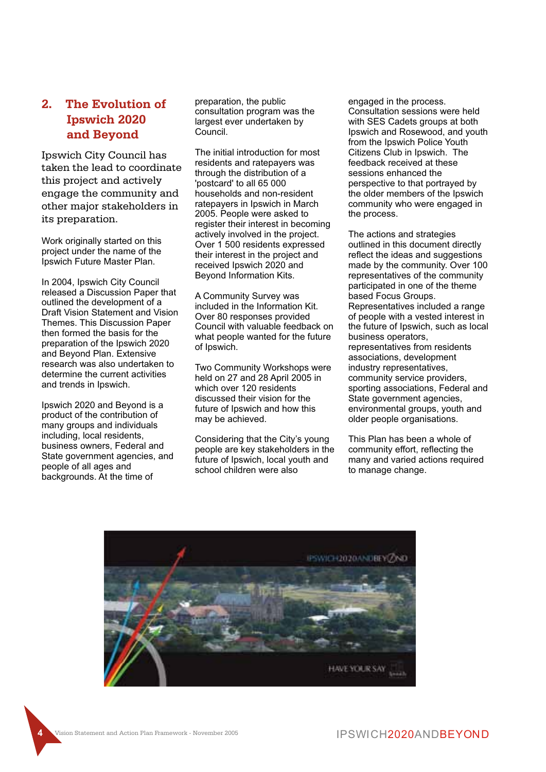## 2. The Evolution of Ipswich 2020 and Beyond

Ipswich City Council has taken the lead to coordinate this project and actively engage the community and other major stakeholders in its preparation.

Work originally started on this project under the name of the Ipswich Future Master Plan.

In 2004, Ipswich City Council released a Discussion Paper that outlined the development of a Draft Vision Statement and Vision Themes. This Discussion Paper then formed the basis for the preparation of the Ipswich 2020 and Beyond Plan. Extensive research was also undertaken to determine the current activities and trends in Ipswich.

Ipswich 2020 and Beyond is a product of the contribution of many groups and individuals including, local residents, business owners, Federal and State government agencies, and people of all ages and backgrounds. At the time of preparation, the public consultation program was the largest ever undertaken by Council.

The initial introduction for most residents and ratepayers was through the distribution of a 'postcard' to all 65 000 households and non-resident ratepayers in Ipswich in March 2005. People were asked to register their interest in becoming actively involved in the project. Over 1 500 residents expressed their interest in the project and received Ipswich 2020 and Beyond Information Kits.

A Community Survey was included in the Information Kit. Over 80 responses provided Council with valuable feedback on what people wanted for the future of Ipswich.

Two Community Workshops were held on 27 and 28 April 2005 in which over 120 residents discussed their vision for the future of Ipswich and how this may be achieved.

Considering that the City's young people are key stakeholders in the future of Ipswich, local youth and school children were also engaged in the process. Consultation sessions were held with SES Cadets groups at both Ipswich and Rosewood, and youth from the Ipswich Police Youth Citizens Club in Ipswich. The feedback received at these sessions enhanced the perspective to that portrayed by the older members of the Ipswich community who were engaged in the process.

The actions and strategies outlined in this document directly reflect the ideas and suggestions made by the community. Over 100 representatives of the community participated in one of the theme based Focus Groups. Representatives included a range of people with a vested interest in the future of Ipswich, such as local business operators, representatives from residents associations, development industry representatives, community service providers, sporting associations, Federal and State government agencies, environmental groups, youth and older people organisations.

This Plan has been a whole of community effort, reflecting the many and varied actions required to manage change.